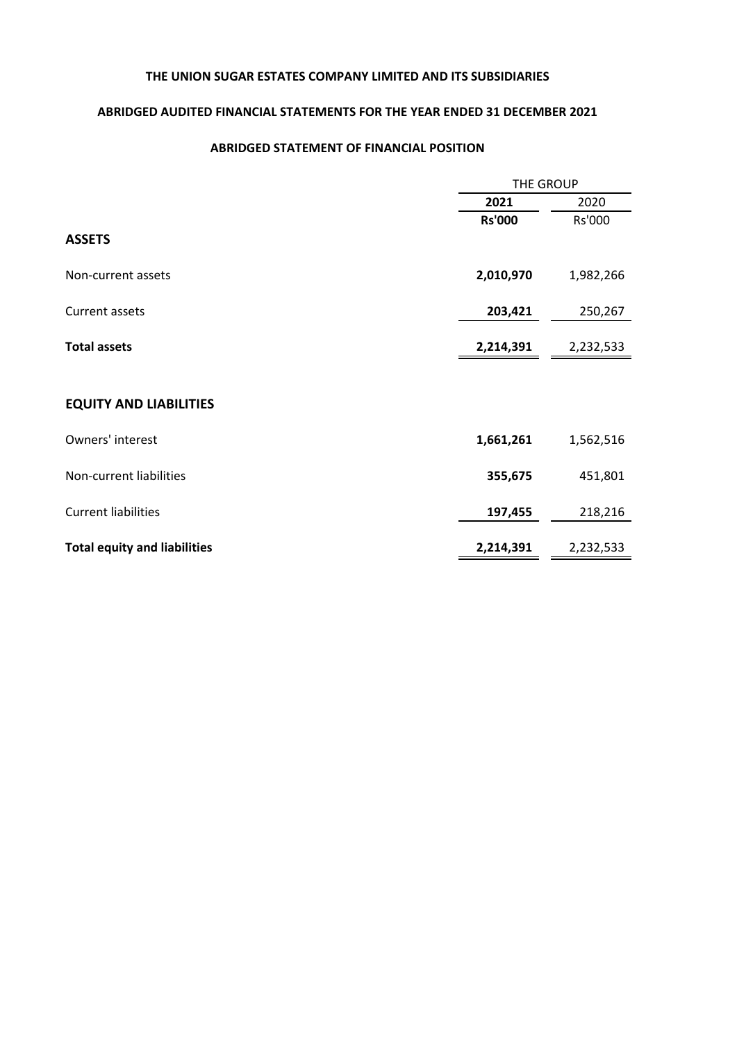# THE UNION SUGAR ESTATES COMPANY LIMITED AND ITS SUBSIDIARIES

## ABRIDGED AUDITED FINANCIAL STATEMENTS FOR THE YEAR ENDED 31 DECEMBER 2021

### ABRIDGED STATEMENT OF FINANCIAL POSITION

| | THE GROUP | |
|---|---|---|
| | **2021** | 2020 |
| | **Rs'000** | Rs'000 |
| **ASSETS** | | |
| Non-current assets | **2,010,970** | 1,982,266 |
| Current assets | **203,421** | 250,267 |
| **Total assets** | **2,214,391** | 2,232,533 |
| **EQUITY AND LIABILITIES** | | |
| Owners' interest | **1,661,261** | 1,562,516 |
| Non-current liabilities | **355,675** | 451,801 |
| Current liabilities | **197,455** | 218,216 |
| **Total equity and liabilities** | **2,214,391** | 2,232,533 |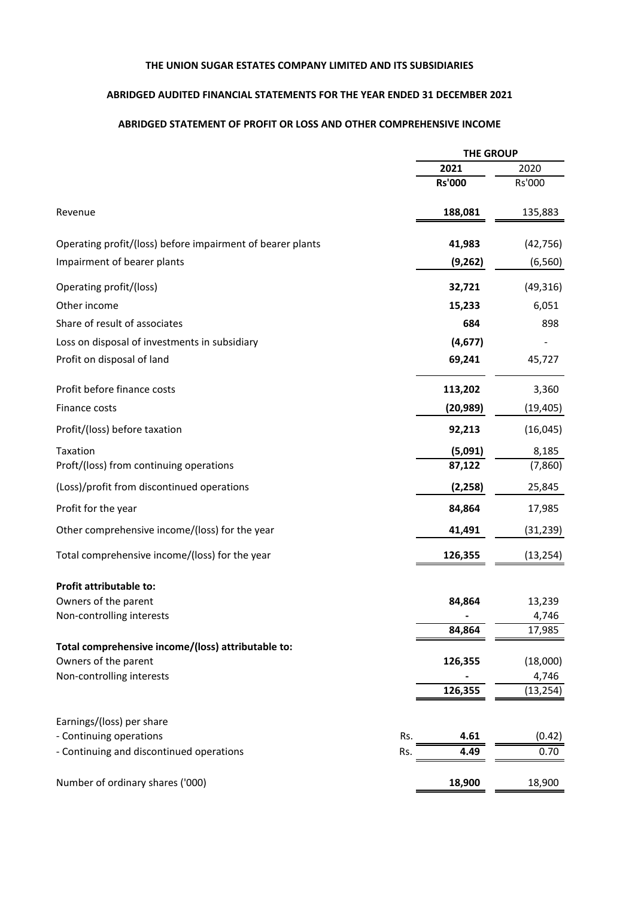**THE UNION SUGAR ESTATES COMPANY LIMITED AND ITS SUBSIDIARIES**

**ABRIDGED AUDITED FINANCIAL STATEMENTS FOR THE YEAR ENDED 31 DECEMBER 2021**

**ABRIDGED STATEMENT OF PROFIT OR LOSS AND OTHER COMPREHENSIVE INCOME**

| | | **THE GROUP** | |
|---|---|---|---|
| | | **2021** | 2020 |
| | | **Rs'000** | Rs'000 |
| Revenue | | **188,081** | 135,883 |
| Operating profit/(loss) before impairment of bearer plants | | **41,983** | (42,756) |
| Impairment of bearer plants | | **(9,262)** | (6,560) |
| Operating profit/(loss) | | **32,721** | (49,316) |
| Other income | | **15,233** | 6,051 |
| Share of result of associates | | **684** | 898 |
| Loss on disposal of investments in subsidiary | | **(4,677)** | - |
| Profit on disposal of land | | **69,241** | 45,727 |
| Profit before finance costs | | **113,202** | 3,360 |
| Finance costs | | **(20,989)** | (19,405) |
| Profit/(loss) before taxation | | **92,213** | (16,045) |
| Taxation | | **(5,091)** | 8,185 |
| Proft/(loss) from continuing operations | | **87,122** | (7,860) |
| (Loss)/profit from discontinued operations | | **(2,258)** | 25,845 |
| Profit for the year | | **84,864** | 17,985 |
| Other comprehensive income/(loss) for the year | | **41,491** | (31,239) |
| Total comprehensive income/(loss) for the year | | **126,355** | (13,254) |
| **Profit attributable to:** | | | |
| Owners of the parent | | **84,864** | 13,239 |
| Non-controlling interests | | **-** | 4,746 |
| | | **84,864** | 17,985 |
| **Total comprehensive income/(loss) attributable to:** | | | |
| Owners of the parent | | **126,355** | (18,000) |
| Non-controlling interests | | **-** | 4,746 |
| | | **126,355** | (13,254) |
| Earnings/(loss) per share | | | |
| - Continuing operations | Rs. | **4.61** | (0.42) |
| - Continuing and discontinued operations | Rs. | **4.49** | 0.70 |
| Number of ordinary shares ('000) | | **18,900** | 18,900 |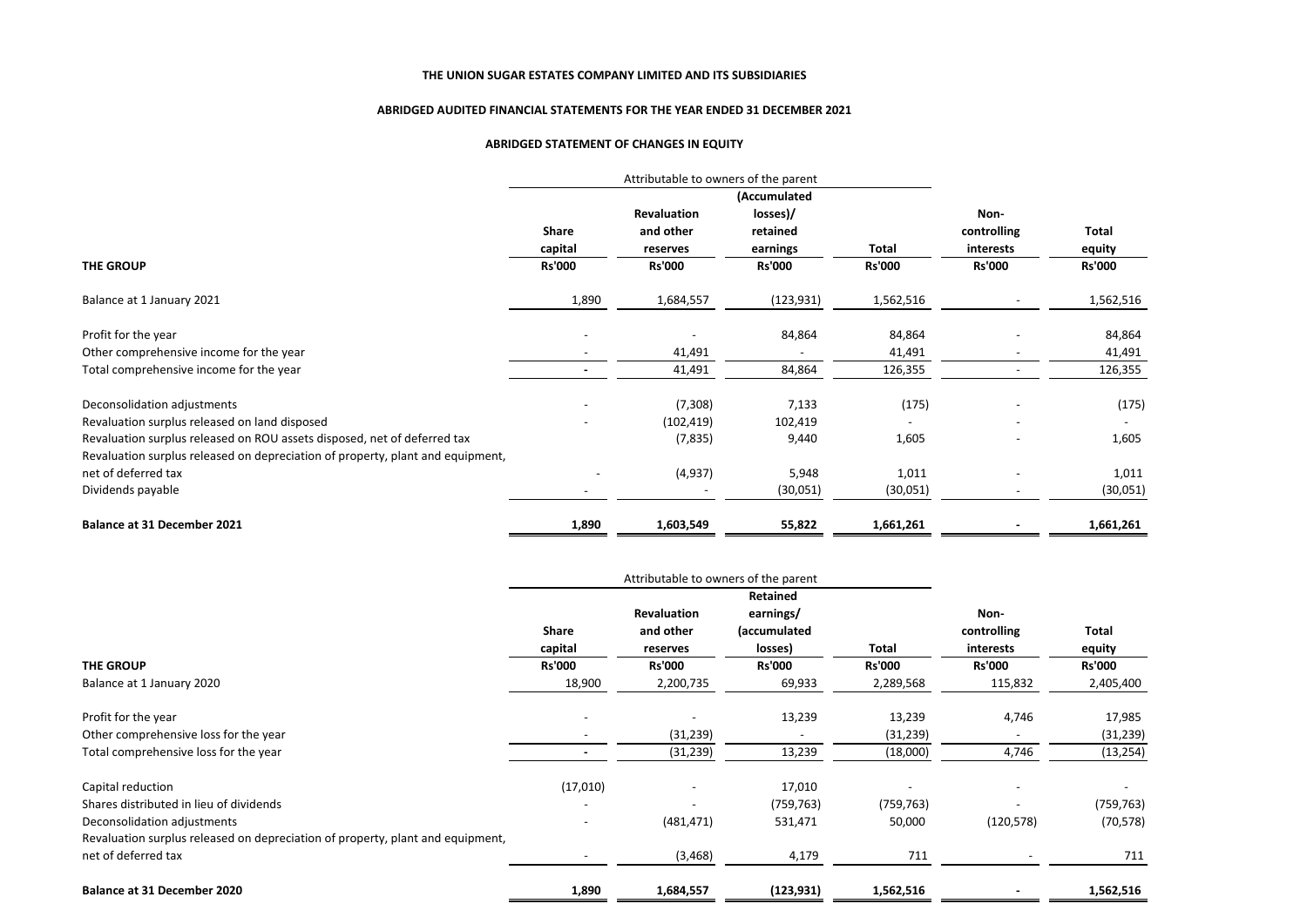**THE UNION SUGAR ESTATES COMPANY LIMITED AND ITS SUBSIDIARIES**

**ABRIDGED AUDITED FINANCIAL STATEMENTS FOR THE YEAR ENDED 31 DECEMBER 2021**

**ABRIDGED STATEMENT OF CHANGES IN EQUITY**

| | Attributable to owners of the parent | | | | | |
|---|---|---|---|---|---|---|
| **THE GROUP** | **Share capital Rs'000** | **Revaluation and other reserves Rs'000** | **(Accumulated losses)/ retained earnings Rs'000** | **Total Rs'000** | **Non-controlling interests Rs'000** | **Total equity Rs'000** |
| Balance at 1 January 2021 | 1,890 | 1,684,557 | (123,931) | 1,562,516 | - | 1,562,516 |
| Profit for the year | - | - | 84,864 | 84,864 | - | 84,864 |
| Other comprehensive income for the year | - | 41,491 | - | 41,491 | - | 41,491 |
| Total comprehensive income for the year | - | 41,491 | 84,864 | 126,355 | - | 126,355 |
| Deconsolidation adjustments | - | (7,308) | 7,133 | (175) | - | (175) |
| Revaluation surplus released on land disposed | - | (102,419) | 102,419 | - | - | - |
| Revaluation surplus released on ROU assets disposed, net of deferred tax | | (7,835) | 9,440 | 1,605 | - | 1,605 |
| Revaluation surplus released on depreciation of property, plant and equipment, net of deferred tax | - | (4,937) | 5,948 | 1,011 | - | 1,011 |
| Dividends payable | - | - | (30,051) | (30,051) | - | (30,051) |
| **Balance at 31 December 2021** | **1,890** | **1,603,549** | **55,822** | **1,661,261** | **-** | **1,661,261** |

| | Attributable to owners of the parent | | | | | |
|---|---|---|---|---|---|---|
| **THE GROUP** | **Share capital Rs'000** | **Revaluation and other reserves Rs'000** | **Retained earnings/ (accumulated losses) Rs'000** | **Total Rs'000** | **Non-controlling interests Rs'000** | **Total equity Rs'000** |
| Balance at 1 January 2020 | 18,900 | 2,200,735 | 69,933 | 2,289,568 | 115,832 | 2,405,400 |
| Profit for the year | - | - | 13,239 | 13,239 | 4,746 | 17,985 |
| Other comprehensive loss for the year | - | (31,239) | - | (31,239) | - | (31,239) |
| Total comprehensive loss for the year | - | (31,239) | 13,239 | (18,000) | 4,746 | (13,254) |
| Capital reduction | (17,010) | - | 17,010 | - | - | - |
| Shares distributed in lieu of dividends | - | - | (759,763) | (759,763) | - | (759,763) |
| Deconsolidation adjustments | - | (481,471) | 531,471 | 50,000 | (120,578) | (70,578) |
| Revaluation surplus released on depreciation of property, plant and equipment, net of deferred tax | - | (3,468) | 4,179 | 711 | - | 711 |
| **Balance at 31 December 2020** | **1,890** | **1,684,557** | **(123,931)** | **1,562,516** | **-** | **1,562,516** |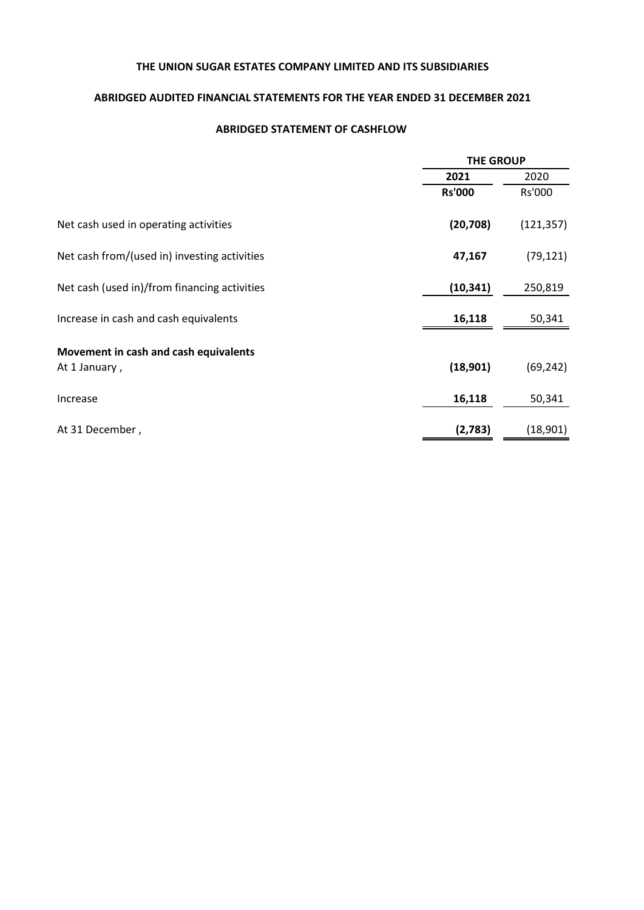**THE UNION SUGAR ESTATES COMPANY LIMITED AND ITS SUBSIDIARIES**

**ABRIDGED AUDITED FINANCIAL STATEMENTS FOR THE YEAR ENDED 31 DECEMBER 2021**

**ABRIDGED STATEMENT OF CASHFLOW**

| | **THE GROUP** | |
|---|---|---|
| | **2021** | 2020 |
| | **Rs'000** | Rs'000 |
| Net cash used in operating activities | **(20,708)** | (121,357) |
| Net cash from/(used in) investing activities | **47,167** | (79,121) |
| Net cash (used in)/from financing activities | **(10,341)** | 250,819 |
| Increase in cash and cash equivalents | **16,118** | 50,341 |
| **Movement in cash and cash equivalents** | | |
| At 1 January , | **(18,901)** | (69,242) |
| Increase | **16,118** | 50,341 |
| At 31 December , | **(2,783)** | (18,901) |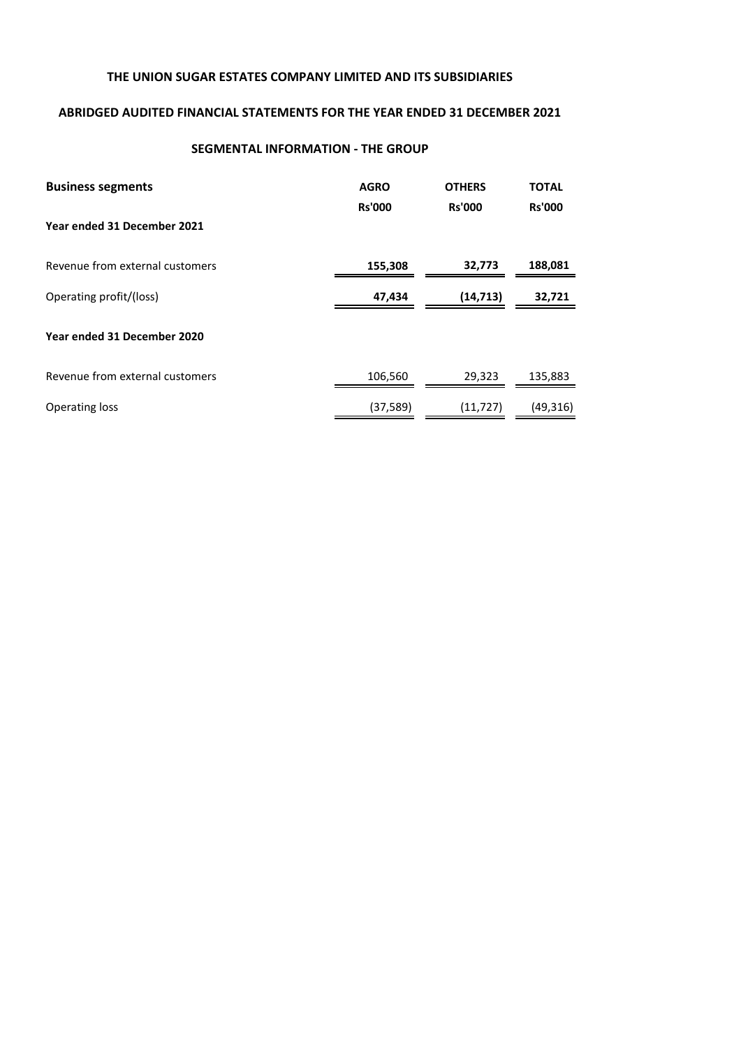# THE UNION SUGAR ESTATES COMPANY LIMITED AND ITS SUBSIDIARIES

## ABRIDGED AUDITED FINANCIAL STATEMENTS FOR THE YEAR ENDED 31 DECEMBER 2021

### SEGMENTAL INFORMATION - THE GROUP

| **Business segments** | **AGRO** | **OTHERS** | **TOTAL** |
|---|---|---|---|
| | **Rs'000** | **Rs'000** | **Rs'000** |
| **Year ended 31 December 2021** | | | |
| Revenue from external customers | **155,308** | **32,773** | **188,081** |
| Operating profit/(loss) | **47,434** | **(14,713)** | **32,721** |
| **Year ended 31 December 2020** | | | |
| Revenue from external customers | 106,560 | 29,323 | 135,883 |
| Operating loss | (37,589) | (11,727) | (49,316) |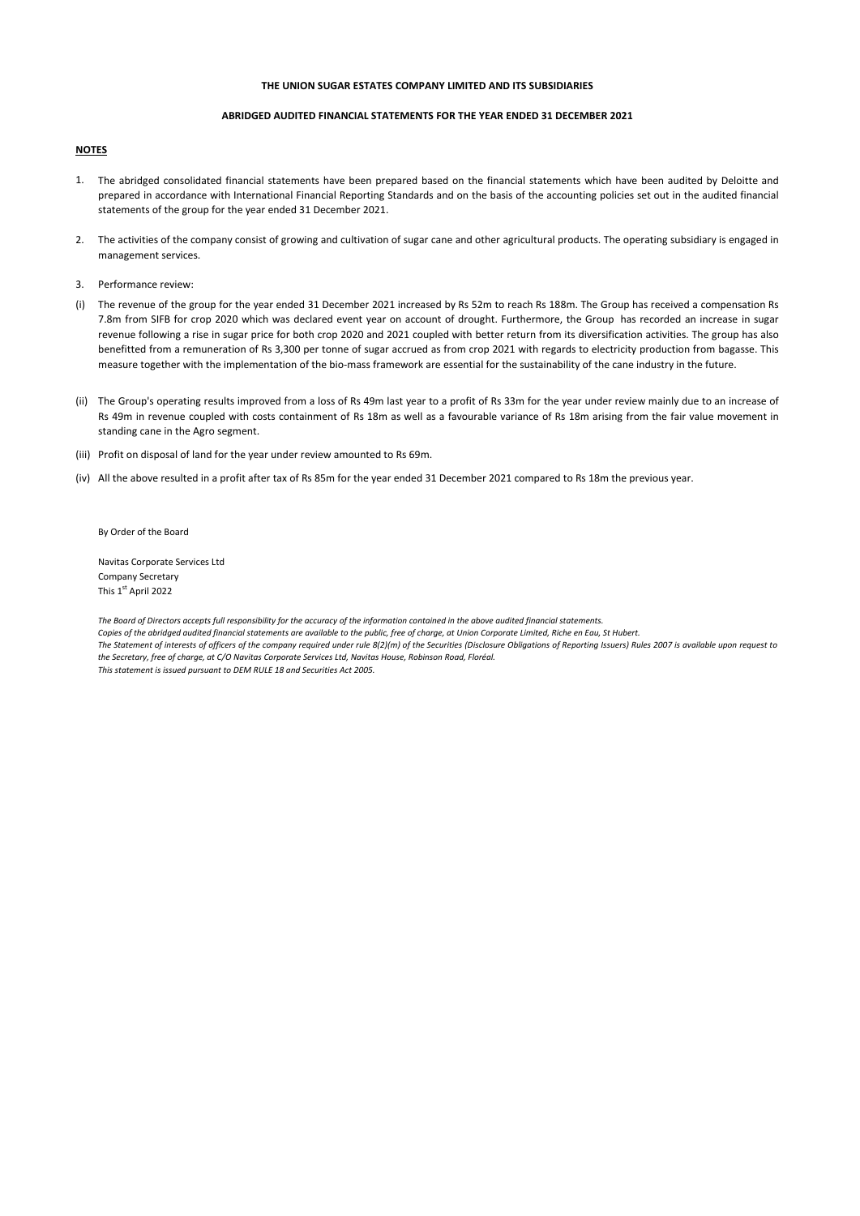**THE UNION SUGAR ESTATES COMPANY LIMITED AND ITS SUBSIDIARIES**

**ABRIDGED AUDITED FINANCIAL STATEMENTS FOR THE YEAR ENDED 31 DECEMBER 2021**

**NOTES**

1. The abridged consolidated financial statements have been prepared based on the financial statements which have been audited by Deloitte and prepared in accordance with International Financial Reporting Standards and on the basis of the accounting policies set out in the audited financial statements of the group for the year ended 31 December 2021.

2. The activities of the company consist of growing and cultivation of sugar cane and other agricultural products. The operating subsidiary is engaged in management services.

3. Performance review:

(i) The revenue of the group for the year ended 31 December 2021 increased by Rs 52m to reach Rs 188m. The Group has received a compensation Rs 7.8m from SIFB for crop 2020 which was declared event year on account of drought. Furthermore, the Group has recorded an increase in sugar revenue following a rise in sugar price for both crop 2020 and 2021 coupled with better return from its diversification activities. The group has also benefitted from a remuneration of Rs 3,300 per tonne of sugar accrued as from crop 2021 with regards to electricity production from bagasse. This measure together with the implementation of the bio-mass framework are essential for the sustainability of the cane industry in the future.

(ii) The Group's operating results improved from a loss of Rs 49m last year to a profit of Rs 33m for the year under review mainly due to an increase of Rs 49m in revenue coupled with costs containment of Rs 18m as well as a favourable variance of Rs 18m arising from the fair value movement in standing cane in the Agro segment.

(iii) Profit on disposal of land for the year under review amounted to Rs 69m.

(iv) All the above resulted in a profit after tax of Rs 85m for the year ended 31 December 2021 compared to Rs 18m the previous year.

By Order of the Board

Navitas Corporate Services Ltd
Company Secretary
This 1st April 2022

*The Board of Directors accepts full responsibility for the accuracy of the information contained in the above audited financial statements.*
*Copies of the abridged audited financial statements are available to the public, free of charge, at Union Corporate Limited, Riche en Eau, St Hubert.*
*The Statement of interests of officers of the company required under rule 8(2)(m) of the Securities (Disclosure Obligations of Reporting Issuers) Rules 2007 is available upon request to the Secretary, free of charge, at C/O Navitas Corporate Services Ltd, Navitas House, Robinson Road, Floréal.*
*This statement is issued pursuant to DEM RULE 18 and Securities Act 2005.*